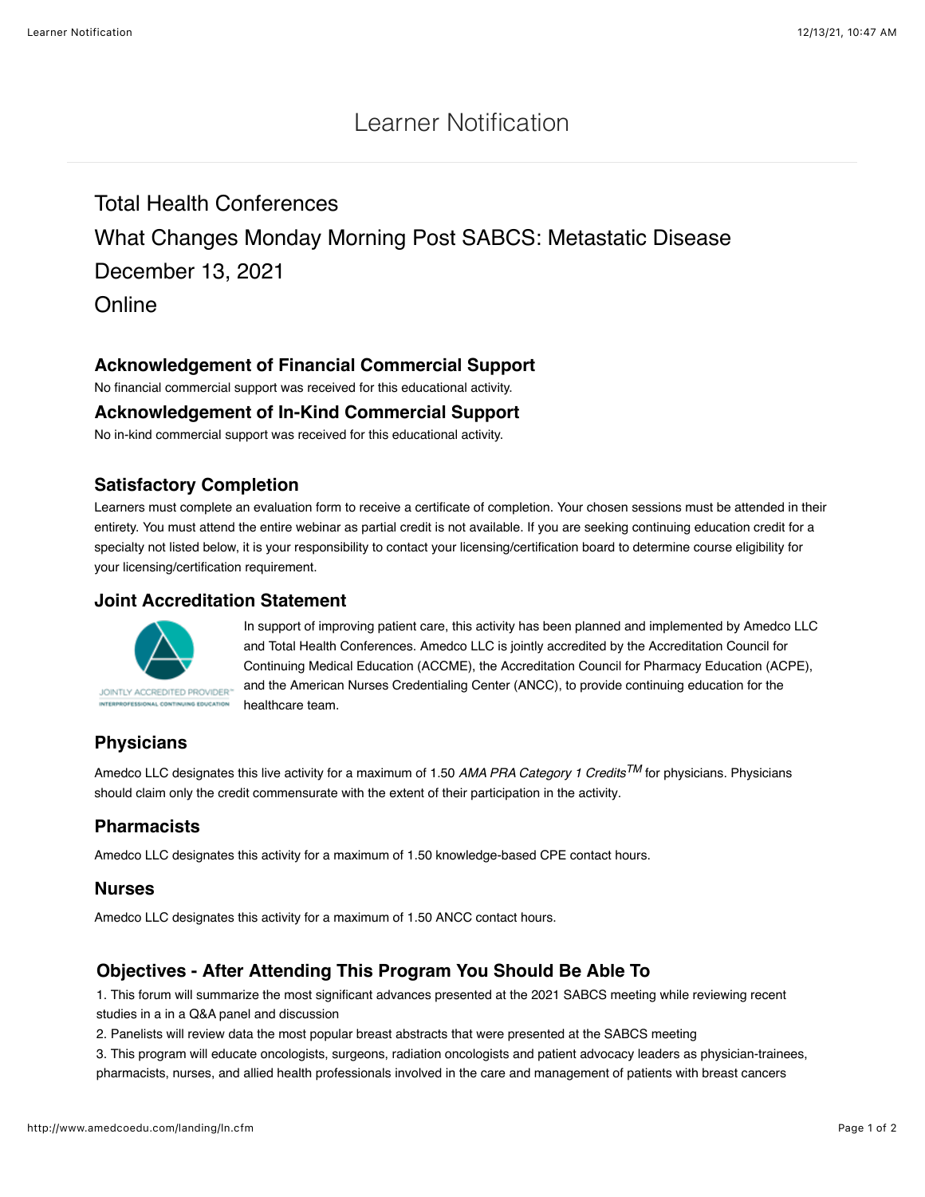# Learner Notification

Total Health Conferences

What Changes Monday Morning Post SABCS: Metastatic Disease

December 13, 2021

Online

### Acknowledgement of Financial Commercial Support

No financial commercial support was received for this educational activity.

### Acknowledgement of In-Kind Commercial Support

No in-kind commercial support was received for this educational activity.

### Satisfactory Completion

Learners must complete an evaluation form to receive a certificate of completion. Your chosen sessions must be attended in their entirety. You must attend the entire webinar as partial credit is not available. If you are seeking continuing education credit for a specialty not listed below, it is your responsibility to contact your licensing/certification board to determine course eligibility for your licensing/certification requirement.

### Joint Accreditation Statement

JOINTLY ACCREDITED PROVIDER™
INTERPROFESSIONAL CONTINUING EDUCATION

In support of improving patient care, this activity has been planned and implemented by Amedco LLC and Total Health Conferences. Amedco LLC is jointly accredited by the Accreditation Council for Continuing Medical Education (ACCME), the Accreditation Council for Pharmacy Education (ACPE), and the American Nurses Credentialing Center (ANCC), to provide continuing education for the healthcare team.

### Physicians

Amedco LLC designates this live activity for a maximum of 1.50 *AMA PRA Category 1 Credits™* for physicians. Physicians should claim only the credit commensurate with the extent of their participation in the activity.

### Pharmacists

Amedco LLC designates this activity for a maximum of 1.50 knowledge-based CPE contact hours.

### Nurses

Amedco LLC designates this activity for a maximum of 1.50 ANCC contact hours.

### Objectives - After Attending This Program You Should Be Able To

1. This forum will summarize the most significant advances presented at the 2021 SABCS meeting while reviewing recent studies in a in a Q&A panel and discussion
2. Panelists will review data the most popular breast abstracts that were presented at the SABCS meeting
3. This program will educate oncologists, surgeons, radiation oncologists and patient advocacy leaders as physician-trainees, pharmacists, nurses, and allied health professionals involved in the care and management of patients with breast cancers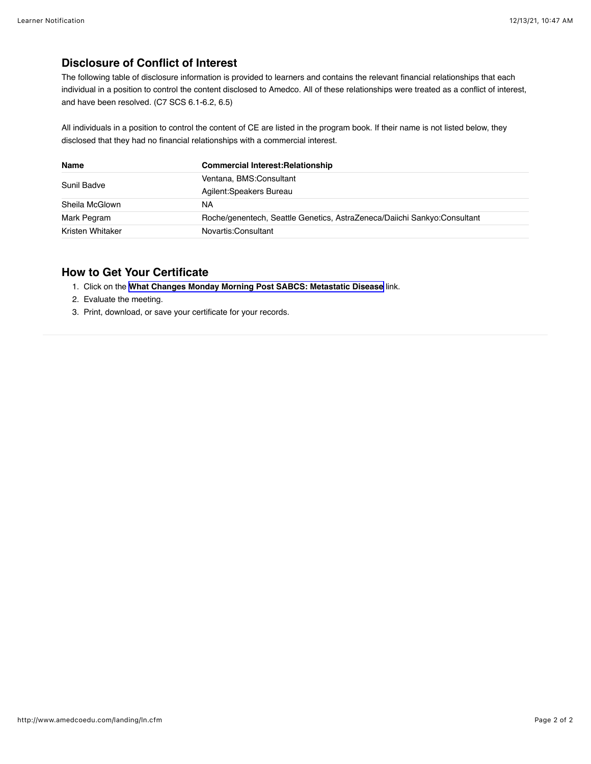## Disclosure of Conflict of Interest

The following table of disclosure information is provided to learners and contains the relevant financial relationships that each individual in a position to control the content disclosed to Amedco. All of these relationships were treated as a conflict of interest, and have been resolved. (C7 SCS 6.1-6.2, 6.5)

All individuals in a position to control the content of CE are listed in the program book. If their name is not listed below, they disclosed that they had no financial relationships with a commercial interest.

| Name | Commercial Interest:Relationship |
|---|---|
| Sunil Badve | Ventana, BMS:Consultant |
| | Agilent:Speakers Bureau |
| Sheila McGlown | NA |
| Mark Pegram | Roche/genentech, Seattle Genetics, AstraZeneca/Daiichi Sankyo:Consultant |
| Kristen Whitaker | Novartis:Consultant |

## How to Get Your Certificate

1. Click on the **What Changes Monday Morning Post SABCS: Metastatic Disease** link.
2. Evaluate the meeting.
3. Print, download, or save your certificate for your records.